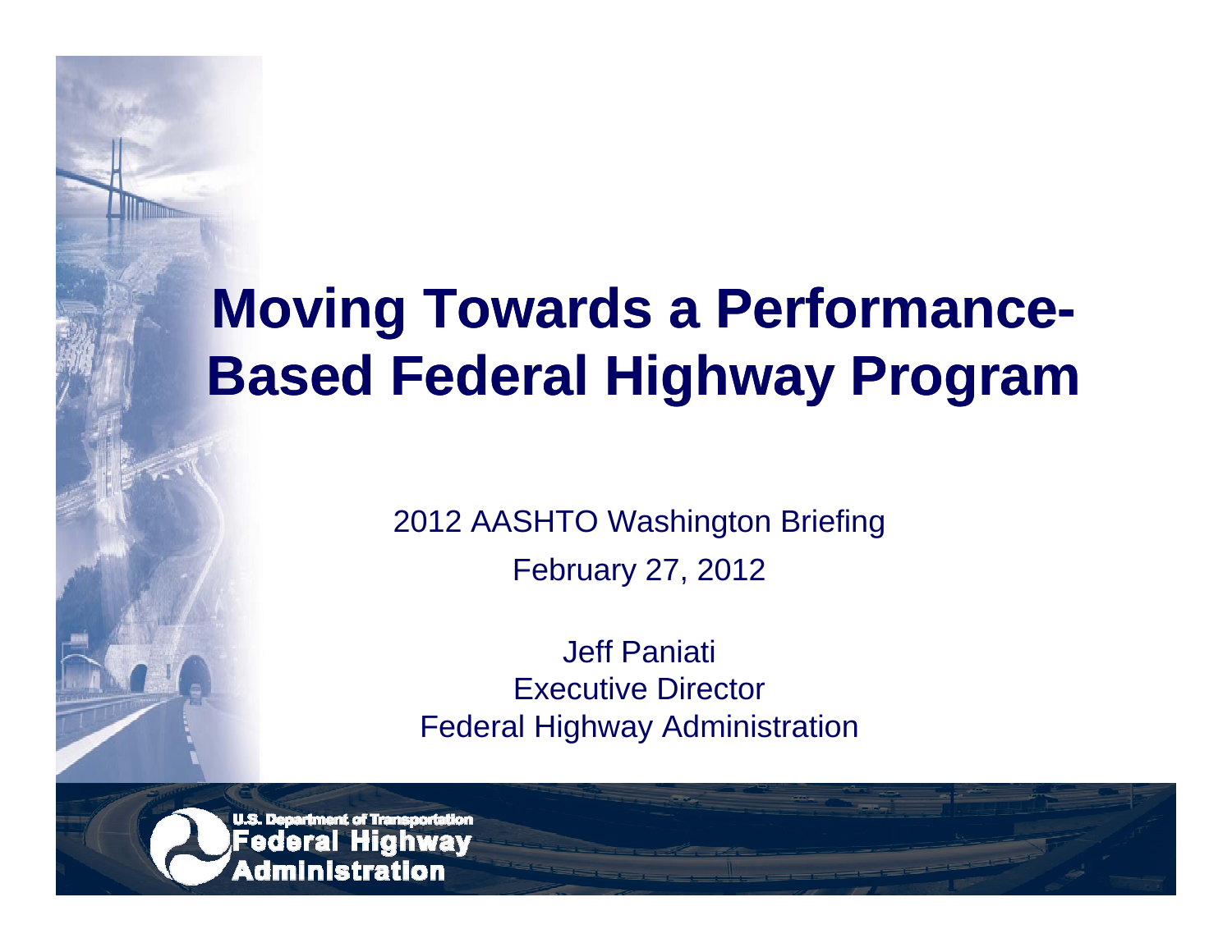# Moving Towards a Performance-Based Federal Highway Program

2012 AASHTO Washington Briefing

February 27, 2012

Jeff Paniati
Executive Director
Federal Highway Administration

U.S. Department of Transportation
Federal Highway Administration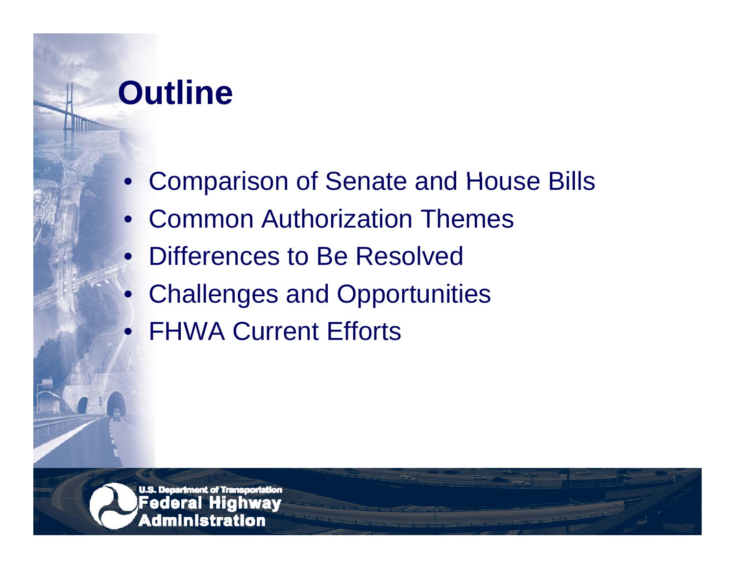# Outline

- Comparison of Senate and House Bills
- Common Authorization Themes
- Differences to Be Resolved
- Challenges and Opportunities
- FHWA Current Efforts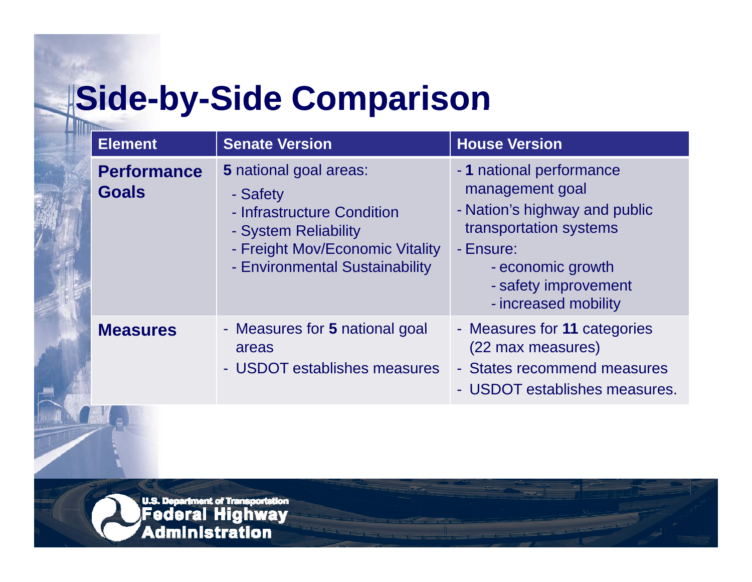# Side-by-Side Comparison

| Element | Senate Version | House Version |
|---|---|---|
| **Performance Goals** | **5** national goal areas:<br>- Safety<br>- Infrastructure Condition<br>- System Reliability<br>- Freight Mov/Economic Vitality<br>- Environmental Sustainability | - **1** national performance management goal<br>- Nation's highway and public transportation systems<br>- Ensure:<br>- economic growth<br>- safety improvement<br>- increased mobility |
| **Measures** | - Measures for **5** national goal areas<br>- USDOT establishes measures | - Measures for **11** categories (22 max measures)<br>- States recommend measures<br>- USDOT establishes measures. |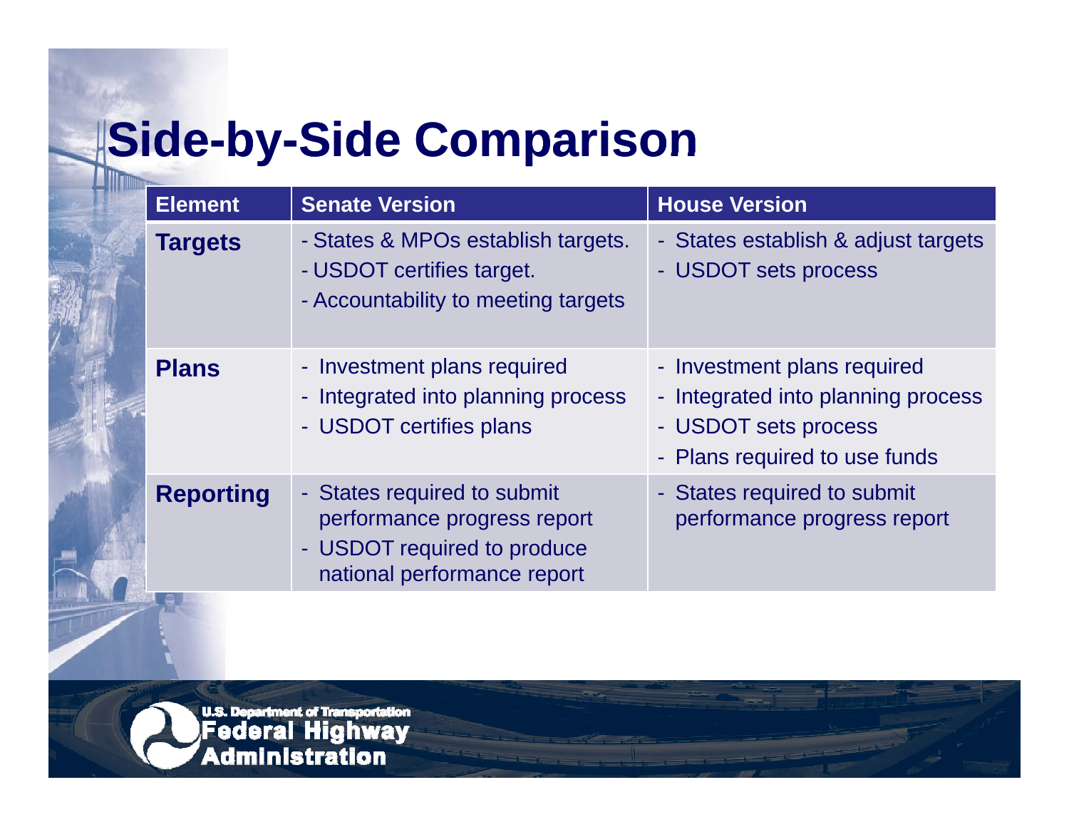# Side-by-Side Comparison

| Element | Senate Version | House Version |
|---|---|---|
| **Targets** | - States & MPOs establish targets.<br>- USDOT certifies target.<br>- Accountability to meeting targets | - States establish & adjust targets<br>- USDOT sets process |
| **Plans** | - Investment plans required<br>- Integrated into planning process<br>- USDOT certifies plans | - Investment plans required<br>- Integrated into planning process<br>- USDOT sets process<br>- Plans required to use funds |
| **Reporting** | - States required to submit performance progress report<br>- USDOT required to produce national performance report | - States required to submit performance progress report |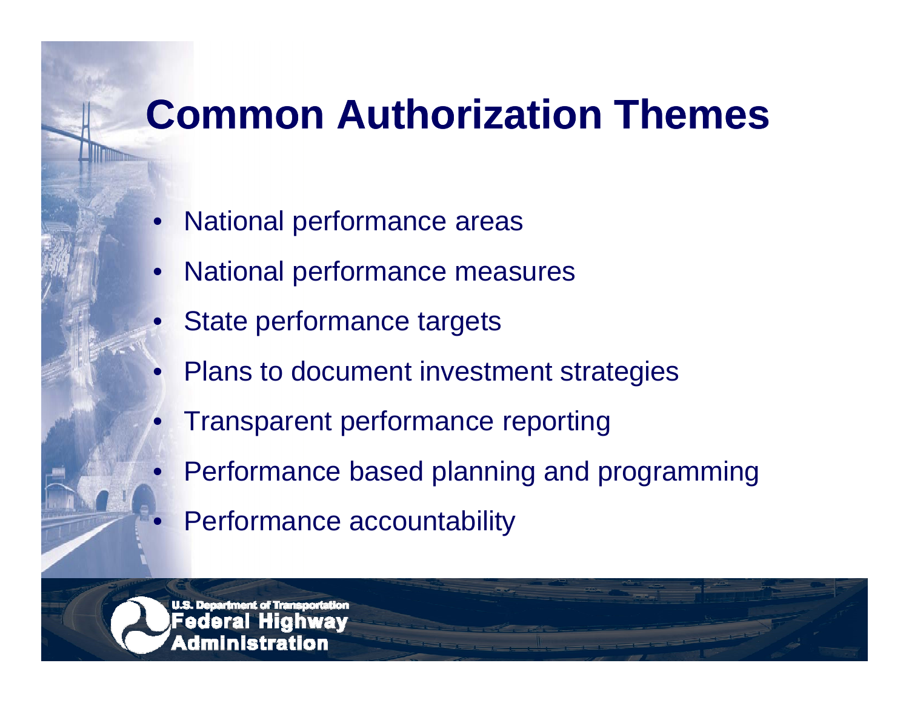# Common Authorization Themes

- National performance areas
- National performance measures
- State performance targets
- Plans to document investment strategies
- Transparent performance reporting
- Performance based planning and programming
- Performance accountability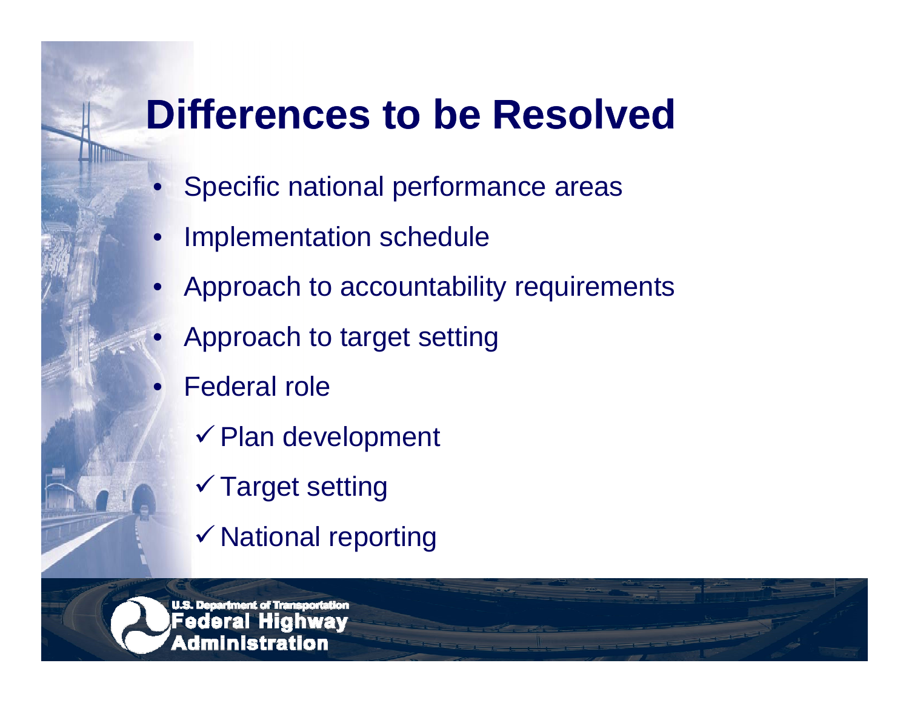# Differences to be Resolved

- Specific national performance areas
- Implementation schedule
- Approach to accountability requirements
- Approach to target setting
- Federal role
  - ✓ Plan development
  - ✓ Target setting
  - ✓ National reporting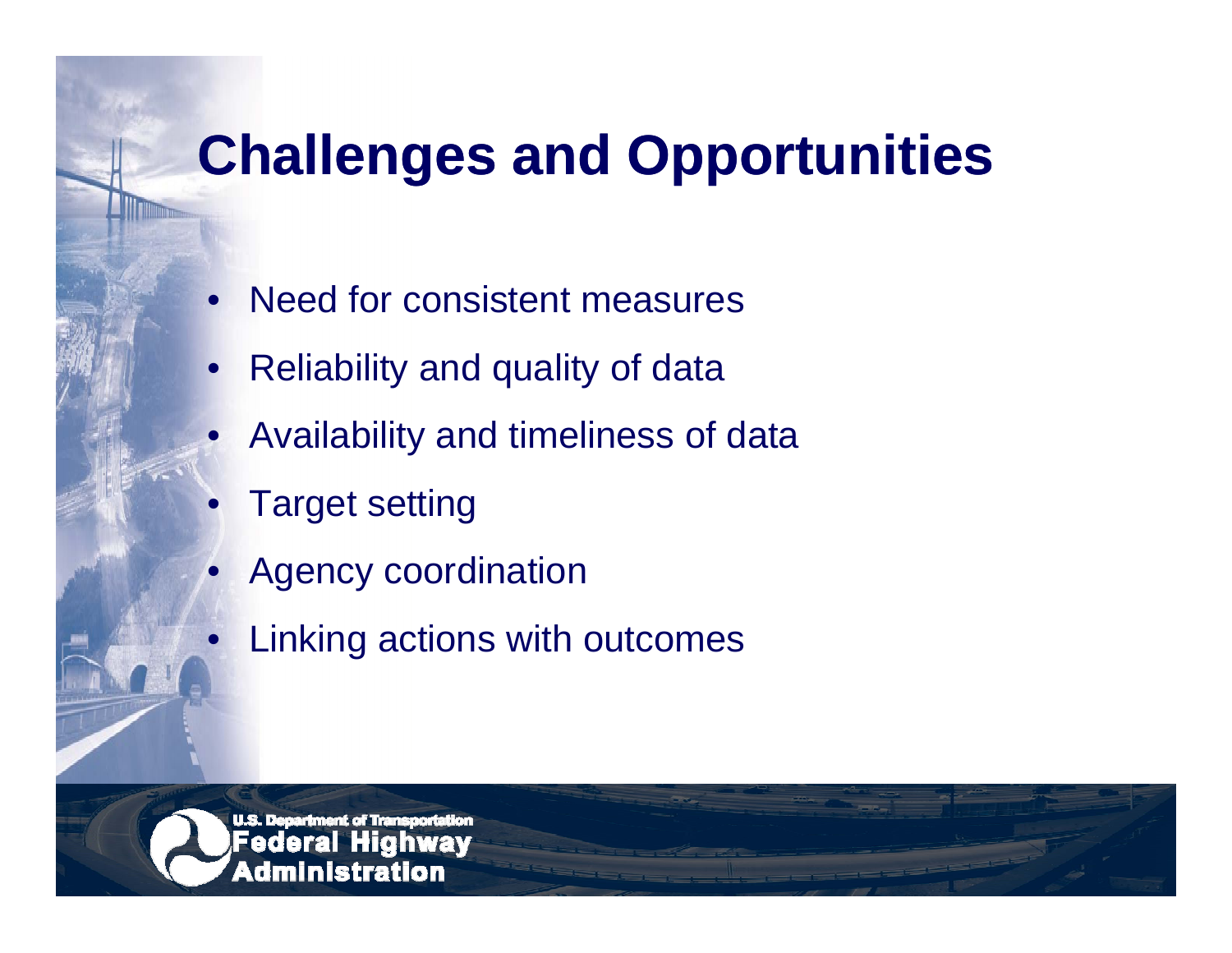# Challenges and Opportunities

- Need for consistent measures
- Reliability and quality of data
- Availability and timeliness of data
- Target setting
- Agency coordination
- Linking actions with outcomes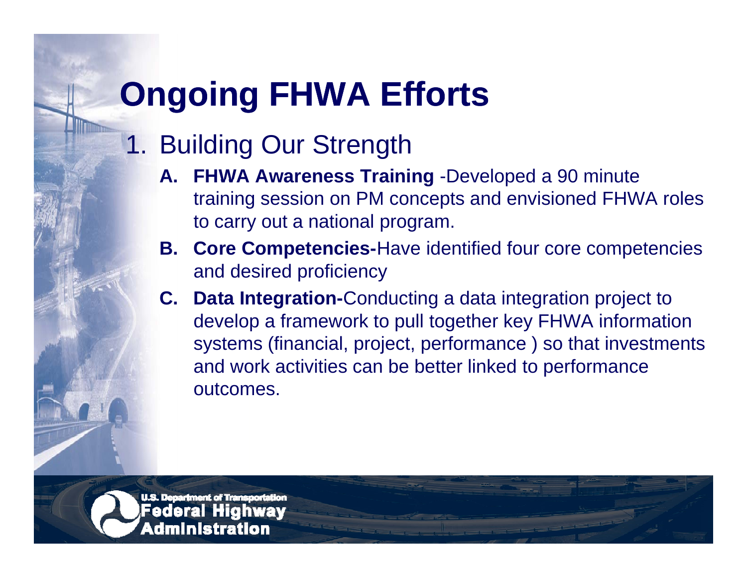# Ongoing FHWA Efforts

1. Building Our Strength

   A. **FHWA Awareness Training** -Developed a 90 minute training session on PM concepts and envisioned FHWA roles to carry out a national program.

   B. **Core Competencies-**Have identified four core competencies and desired proficiency

   C. **Data Integration-**Conducting a data integration project to develop a framework to pull together key FHWA information systems (financial, project, performance ) so that investments and work activities can be better linked to performance outcomes.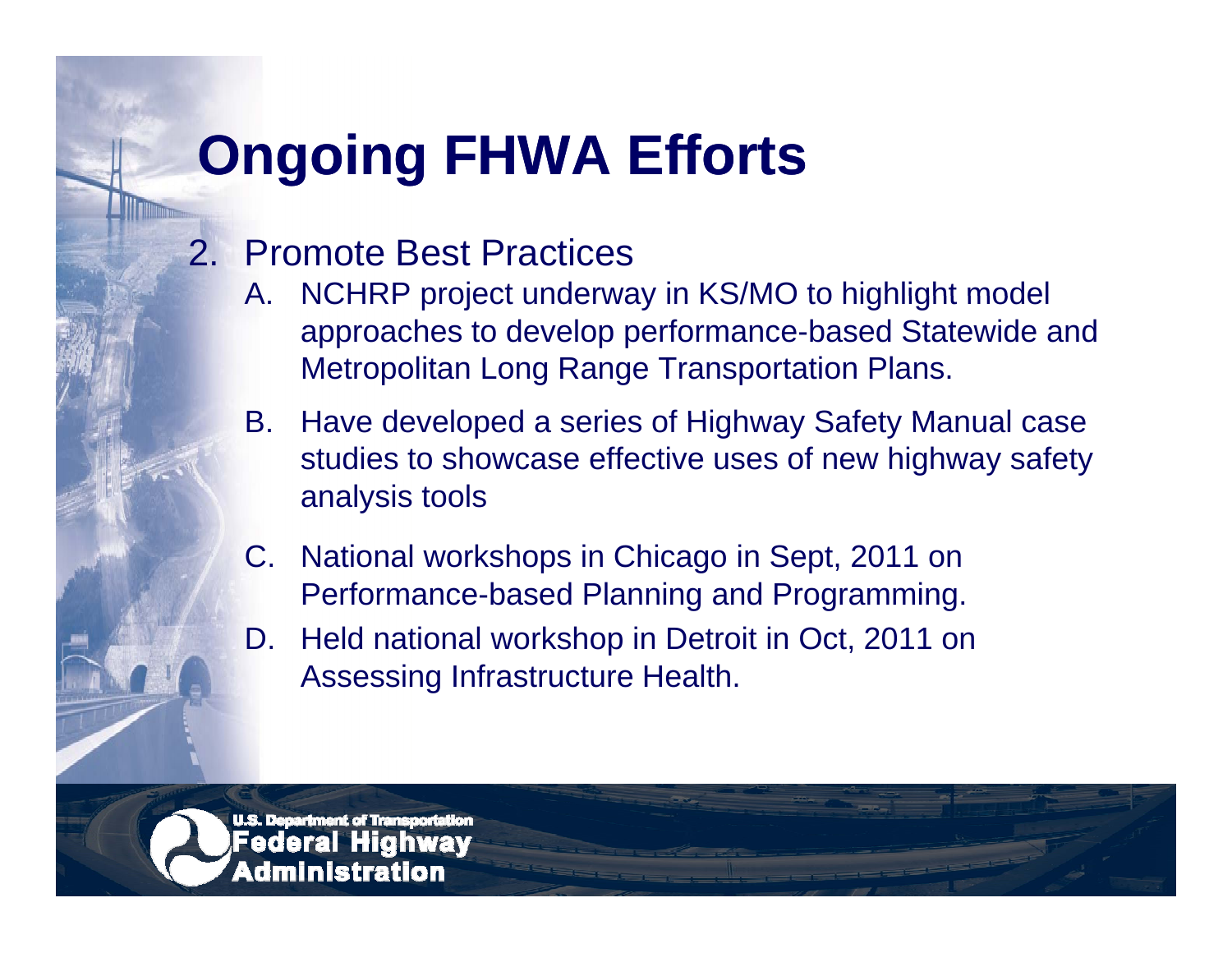# Ongoing FHWA Efforts

2. Promote Best Practices
   A. NCHRP project underway in KS/MO to highlight model approaches to develop performance-based Statewide and Metropolitan Long Range Transportation Plans.
   B. Have developed a series of Highway Safety Manual case studies to showcase effective uses of new highway safety analysis tools
   C. National workshops in Chicago in Sept, 2011 on Performance-based Planning and Programming.
   D. Held national workshop in Detroit in Oct, 2011 on Assessing Infrastructure Health.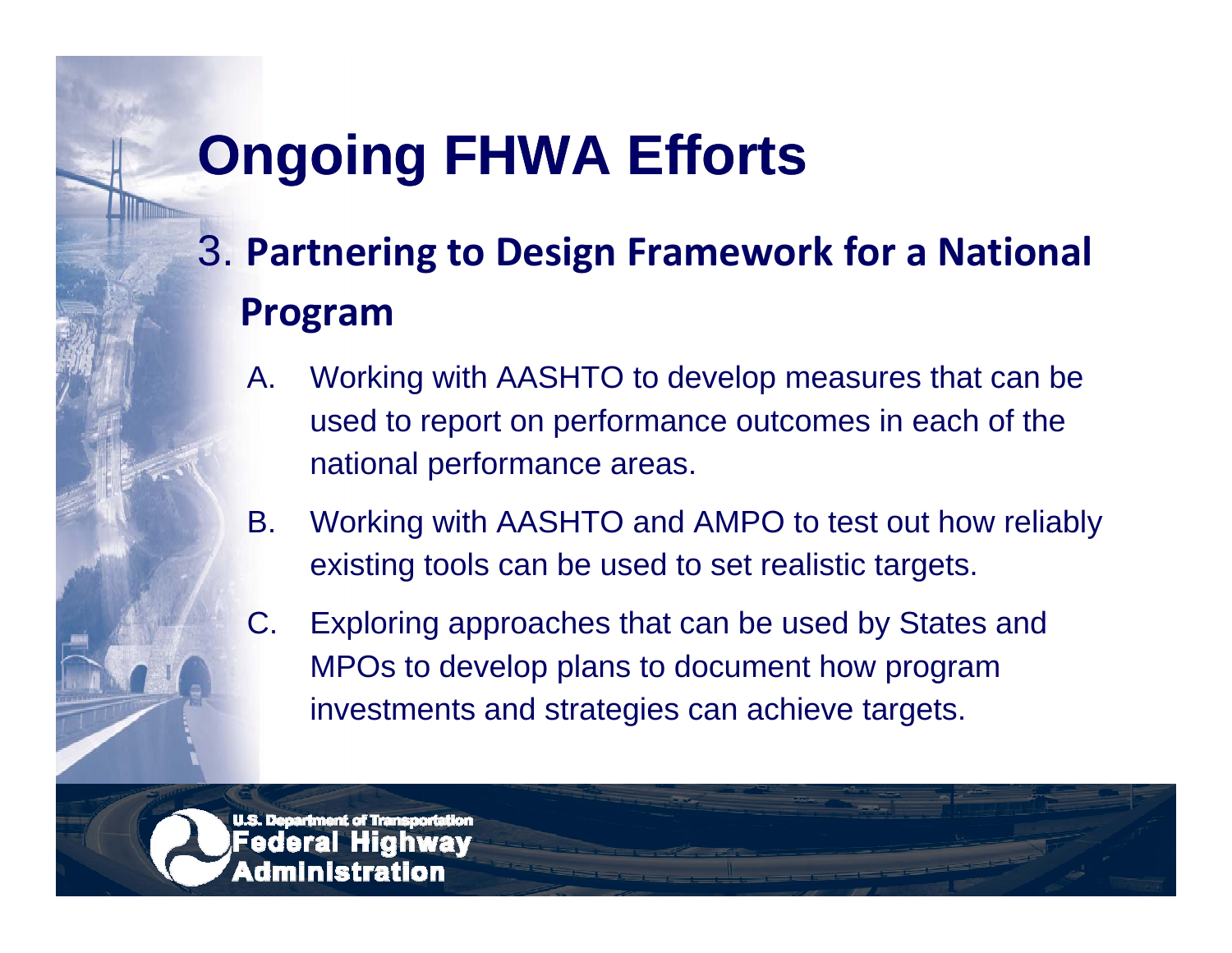# Ongoing FHWA Efforts

## 3. Partnering to Design Framework for a National Program

A. Working with AASHTO to develop measures that can be used to report on performance outcomes in each of the national performance areas.

B. Working with AASHTO and AMPO to test out how reliably existing tools can be used to set realistic targets.

C. Exploring approaches that can be used by States and MPOs to develop plans to document how program investments and strategies can achieve targets.